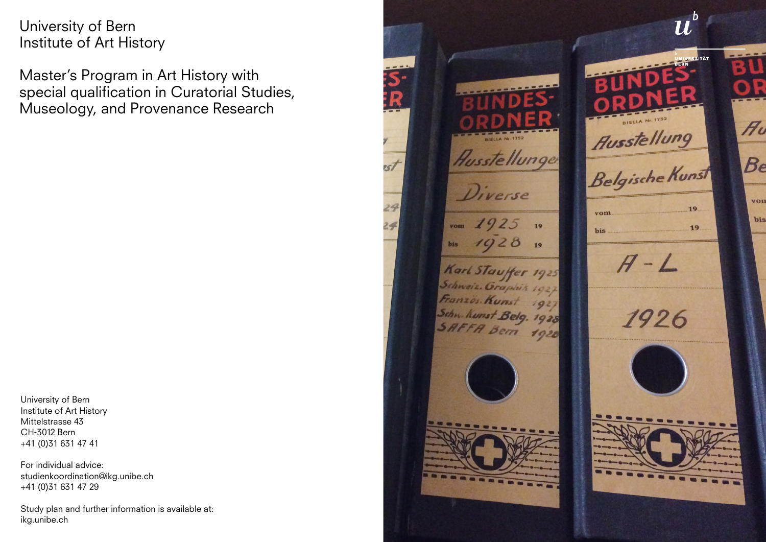# University of Bern
# Institute of Art History

## Master's Program in Art History with special qualification in Curatorial Studies, Museology, and Provenance Research

University of Bern
Institute of Art History
Mittelstrasse 43
CH-3012 Bern
+41 (0)31 631 47 41

For individual advice:
studienkoordination@ikg.unibe.ch
+41 (0)31 631 47 29

Study plan and further information is available at:
ikg.unibe.ch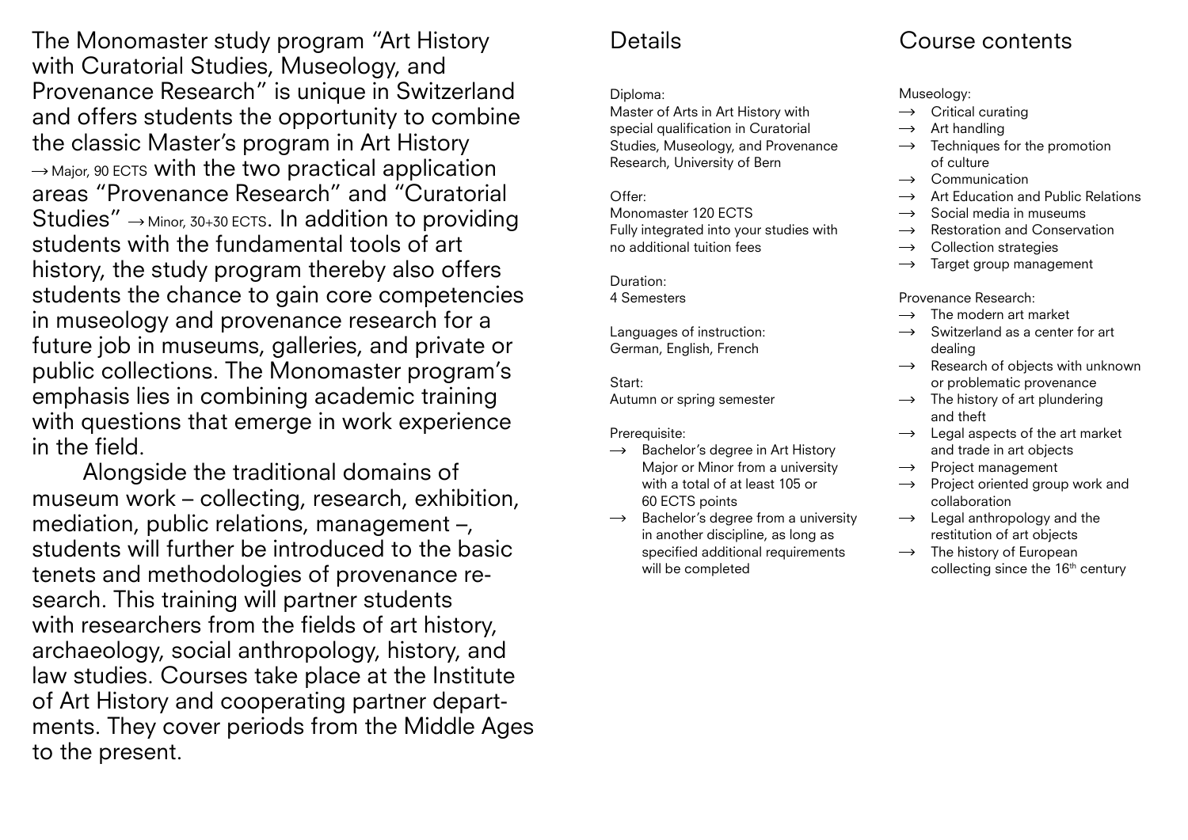The Monomaster study program "Art History with Curatorial Studies, Museology, and Provenance Research" is unique in Switzerland and offers students the opportunity to combine the classic Master's program in Art History → Major, 90 ECTS with the two practical application areas "Provenance Research" and "Curatorial Studies" → Minor, 30+30 ECTS. In addition to providing students with the fundamental tools of art history, the study program thereby also offers students the chance to gain core competencies in museology and provenance research for a future job in museums, galleries, and private or public collections. The Monomaster program's emphasis lies in combining academic training with questions that emerge in work experience in the field.

Alongside the traditional domains of museum work – collecting, research, exhibition, mediation, public relations, management –, students will further be introduced to the basic tenets and methodologies of provenance research. This training will partner students with researchers from the fields of art history, archaeology, social anthropology, history, and law studies. Courses take place at the Institute of Art History and cooperating partner departments. They cover periods from the Middle Ages to the present.

## Details

Diploma:
Master of Arts in Art History with special qualification in Curatorial Studies, Museology, and Provenance Research, University of Bern

Offer:
Monomaster 120 ECTS
Fully integrated into your studies with no additional tuition fees

Duration:
4 Semesters

Languages of instruction:
German, English, French

Start:
Autumn or spring semester

Prerequisite:

- → Bachelor's degree in Art History Major or Minor from a university with a total of at least 105 or 60 ECTS points
- → Bachelor's degree from a university in another discipline, as long as specified additional requirements will be completed

## Course contents

Museology:

- → Critical curating
- → Art handling
- → Techniques for the promotion of culture
- → Communication
- → Art Education and Public Relations
- → Social media in museums
- → Restoration and Conservation
- → Collection strategies
- → Target group management

Provenance Research:

- → The modern art market
- → Switzerland as a center for art dealing
- → Research of objects with unknown or problematic provenance
- → The history of art plundering and theft
- → Legal aspects of the art market and trade in art objects
- → Project management
- → Project oriented group work and collaboration
- → Legal anthropology and the restitution of art objects
- → The history of European collecting since the 16th century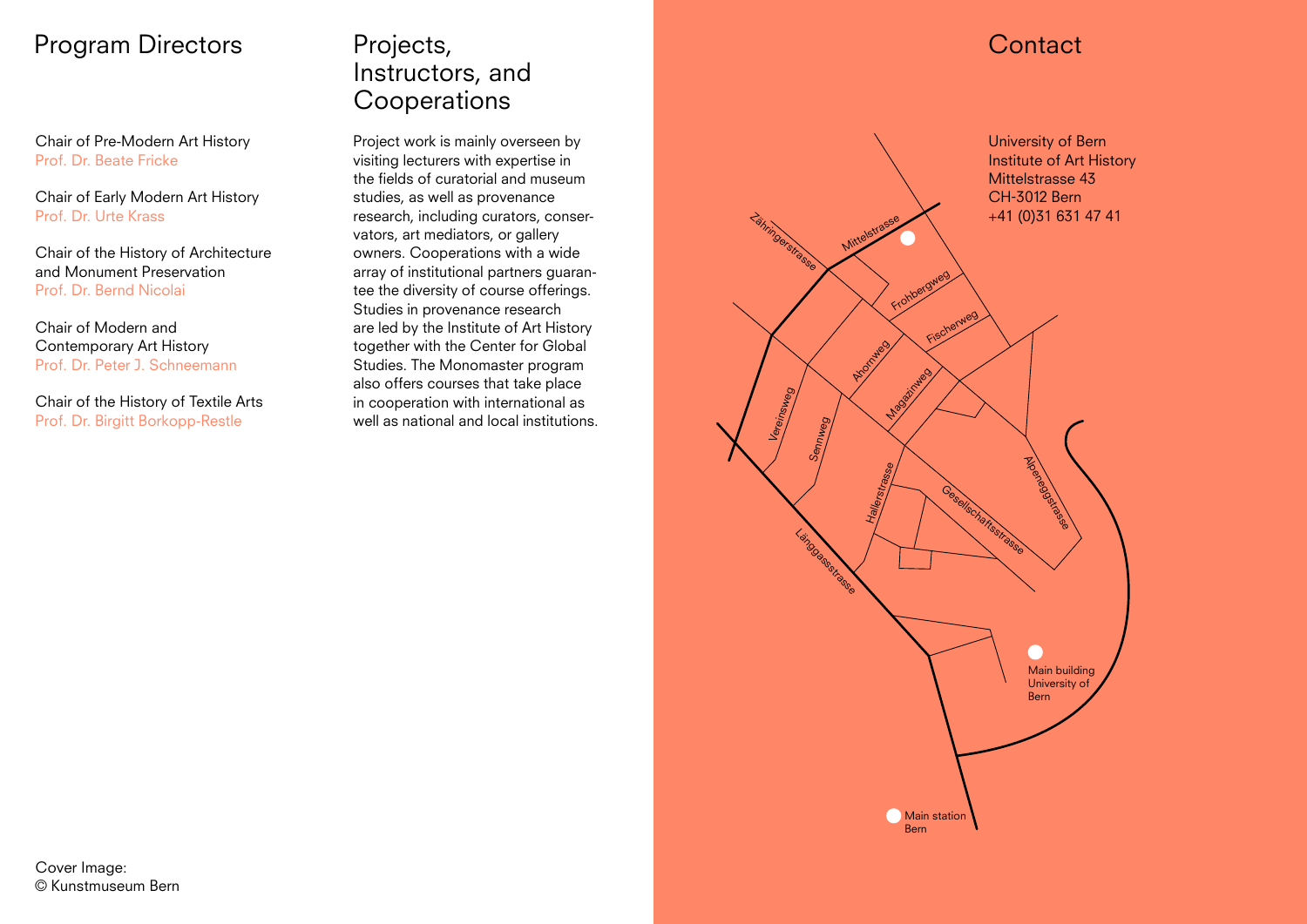## Program Directors

Chair of Pre-Modern Art History
Prof. Dr. Beate Fricke

Chair of Early Modern Art History
Prof. Dr. Urte Krass

Chair of the History of Architecture and Monument Preservation
Prof. Dr. Bernd Nicolai

Chair of Modern and Contemporary Art History
Prof. Dr. Peter J. Schneemann

Chair of the History of Textile Arts
Prof. Dr. Birgitt Borkopp-Restle

## Projects, Instructors, and Cooperations

Project work is mainly overseen by visiting lecturers with expertise in the fields of curatorial and museum studies, as well as provenance research, including curators, conservators, art mediators, or gallery owners. Cooperations with a wide array of institutional partners guarantee the diversity of course offerings. Studies in provenance research are led by the Institute of Art History together with the Center for Global Studies. The Monomaster program also offers courses that take place in cooperation with international as well as national and local institutions.

## Contact

University of Bern
Institute of Art History
Mittelstrasse 43
CH-3012 Bern
+41 (0)31 631 47 41

Zähringerstrasse
Mittelstrasse
Frohbergweg
Fischerweg
Ahornweg
Magazinweg
Vereinsweg
Sennweg
Hallerstrasse
Gesellschaftsstrasse
Alpeneggstrasse
Länggassstrasse

Main building University of Bern

Main station Bern

Cover Image:
© Kunstmuseum Bern